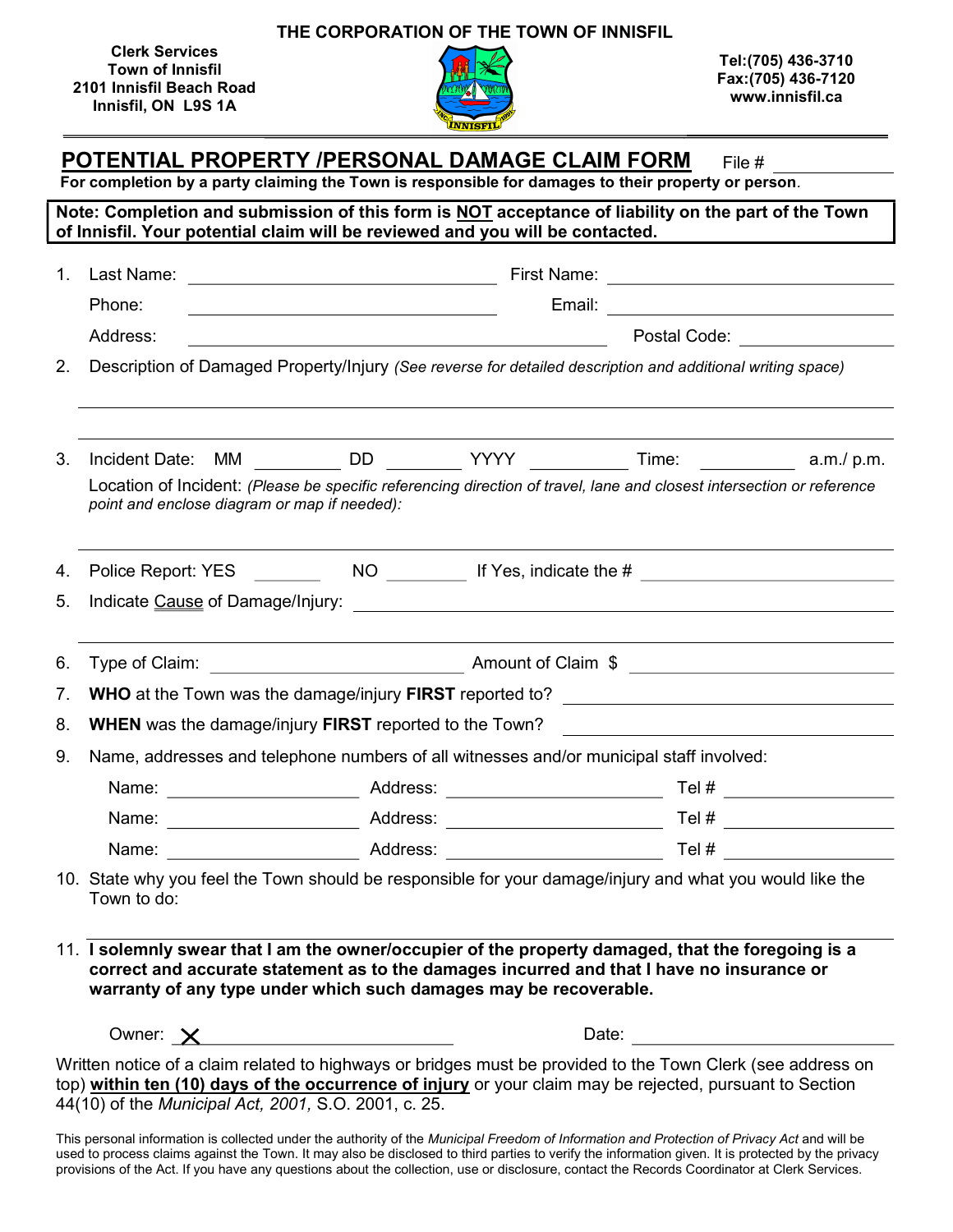**THE CORPORATION OF THE TOWN OF INNISFIL**

**Clerk Services**
**Town of Innisfil**
**2101 Innisfil Beach Road**
**Innisfil, ON L9S 1A**

**Tel:(705) 436-3710**
**Fax:(705) 436-7120**
**www.innisfil.ca**

# POTENTIAL PROPERTY /PERSONAL DAMAGE CLAIM FORM

File # ____________

**For completion by a party claiming the Town is responsible for damages to their property or person.**

**Note: Completion and submission of this form is NOT acceptance of liability on the part of the Town of Innisfil. Your potential claim will be reviewed and you will be contacted.**

1. Last Name: ____________ First Name: ____________
   Phone: ____________ Email: ____________
   Address: ____________ Postal Code: ____________
2. Description of Damaged Property/Injury *(See reverse for detailed description and additional writing space)*

   ____________

   ____________
3. Incident Date: MM ______ DD ______ YYYY ______ Time: ______ a.m./ p.m.
   Location of Incident: *(Please be specific referencing direction of travel, lane and closest intersection or reference point and enclose diagram or map if needed):*

   ____________
4. Police Report: YES ______ NO ______ If Yes, indicate the # ____________
5. Indicate Cause of Damage/Injury: ____________

   ____________
6. Type of Claim: ____________ Amount of Claim $ ____________
7. **WHO** at the Town was the damage/injury **FIRST** reported to? ____________
8. **WHEN** was the damage/injury **FIRST** reported to the Town? ____________
9. Name, addresses and telephone numbers of all witnesses and/or municipal staff involved:

   Name: ____________ Address: ____________ Tel # ____________
   Name: ____________ Address: ____________ Tel # ____________
   Name: ____________ Address: ____________ Tel # ____________
10. State why you feel the Town should be responsible for your damage/injury and what you would like the Town to do:

    ____________
11. **I solemnly swear that I am the owner/occupier of the property damaged, that the foregoing is a correct and accurate statement as to the damages incurred and that I have no insurance or warranty of any type under which such damages may be recoverable.**

    Owner: X ____________ Date: ____________

Written notice of a claim related to highways or bridges must be provided to the Town Clerk (see address on top) **within ten (10) days of the occurrence of injury** or your claim may be rejected, pursuant to Section 44(10) of the *Municipal Act, 2001,* S.O. 2001, c. 25.

This personal information is collected under the authority of the *Municipal Freedom of Information and Protection of Privacy Act* and will be used to process claims against the Town. It may also be disclosed to third parties to verify the information given. It is protected by the privacy provisions of the Act. If you have any questions about the collection, use or disclosure, contact the Records Coordinator at Clerk Services.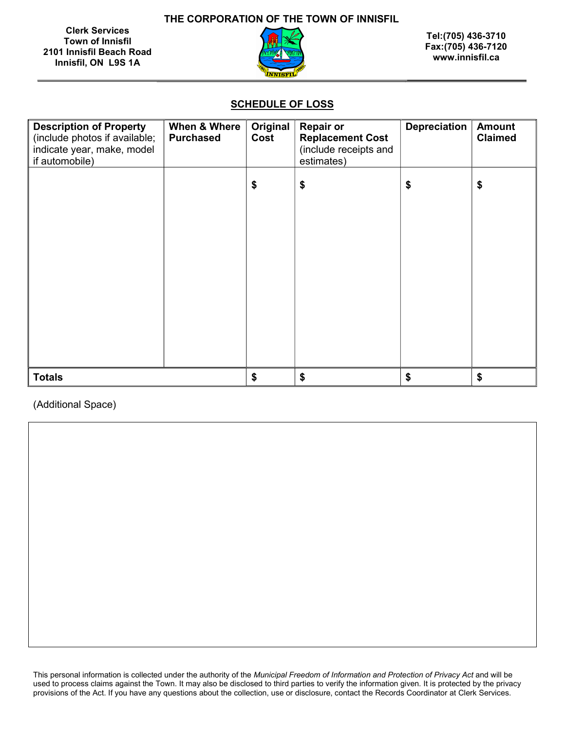THE CORPORATION OF THE TOWN OF INNISFIL

**Clerk Services**
**Town of Innisfil**
**2101 Innisfil Beach Road**
**Innisfil, ON L9S 1A**

**Tel:(705) 436-3710**
**Fax:(705) 436-7120**
**www.innisfil.ca**

## SCHEDULE OF LOSS

| **Description of Property** (include photos if available; indicate year, make, model if automobile) | **When & Where Purchased** | **Original Cost** | **Repair or Replacement Cost** (include receipts and estimates) | **Depreciation** | **Amount Claimed** |
|---|---|---|---|---|---|
| | | $ | $ | $ | $ |
| **Totals** | | $ | $ | $ | $ |

(Additional Space)

This personal information is collected under the authority of the *Municipal Freedom of Information and Protection of Privacy Act* and will be used to process claims against the Town. It may also be disclosed to third parties to verify the information given. It is protected by the privacy provisions of the Act. If you have any questions about the collection, use or disclosure, contact the Records Coordinator at Clerk Services.